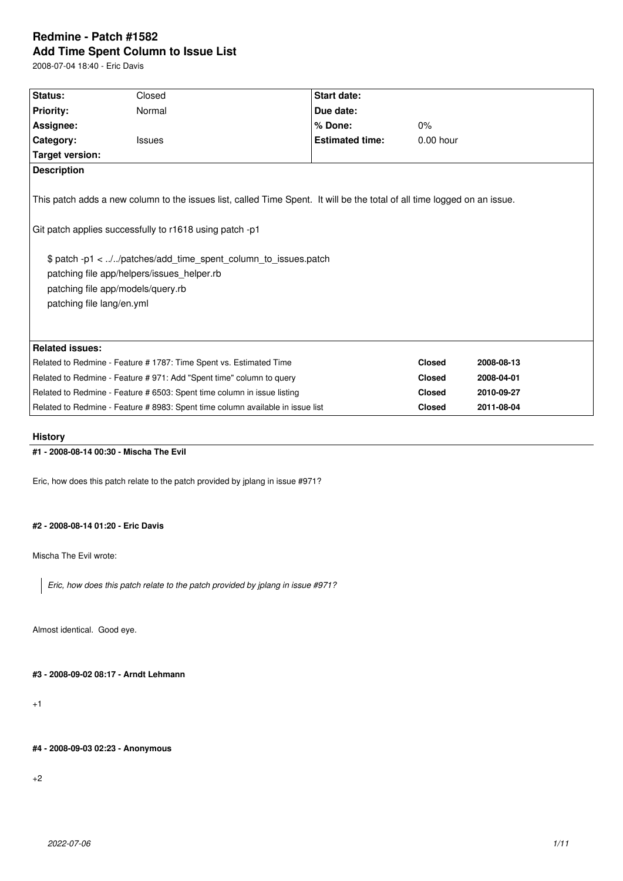# Redmine - Patch #1582
## Add Time Spent Column to Issue List

2008-07-04 18:40 - Eric Davis

| | | | |
|---|---|---|---|
| **Status:** | Closed | **Start date:** | |
| **Priority:** | Normal | **Due date:** | |
| **Assignee:** | | **% Done:** | 0% |
| **Category:** | Issues | **Estimated time:** | 0.00 hour |
| **Target version:** | | | |

**Description**

This patch adds a new column to the issues list, called Time Spent. It will be the total of all time logged on an issue.

Git patch applies successfully to r1618 using patch -p1

```
$ patch -p1 < ../../patches/add_time_spent_column_to_issues.patch
patching file app/helpers/issues_helper.rb
patching file app/models/query.rb
patching file lang/en.yml
```

**Related issues:**

| | | |
|---|---|---|
| Related to Redmine - Feature # 1787: Time Spent vs. Estimated Time | **Closed** | **2008-08-13** |
| Related to Redmine - Feature # 971: Add "Spent time" column to query | **Closed** | **2008-04-01** |
| Related to Redmine - Feature # 6503: Spent time column in issue listing | **Closed** | **2010-09-27** |
| Related to Redmine - Feature # 8983: Spent time column available in issue list | **Closed** | **2011-08-04** |

### History

#### #1 - 2008-08-14 00:30 - Mischa The Evil

Eric, how does this patch relate to the patch provided by jplang in issue #971?

#### #2 - 2008-08-14 01:20 - Eric Davis

Mischa The Evil wrote:

> *Eric, how does this patch relate to the patch provided by jplang in issue #971?*

Almost identical. Good eye.

#### #3 - 2008-09-02 08:17 - Arndt Lehmann

+1

#### #4 - 2008-09-03 02:23 - Anonymous

+2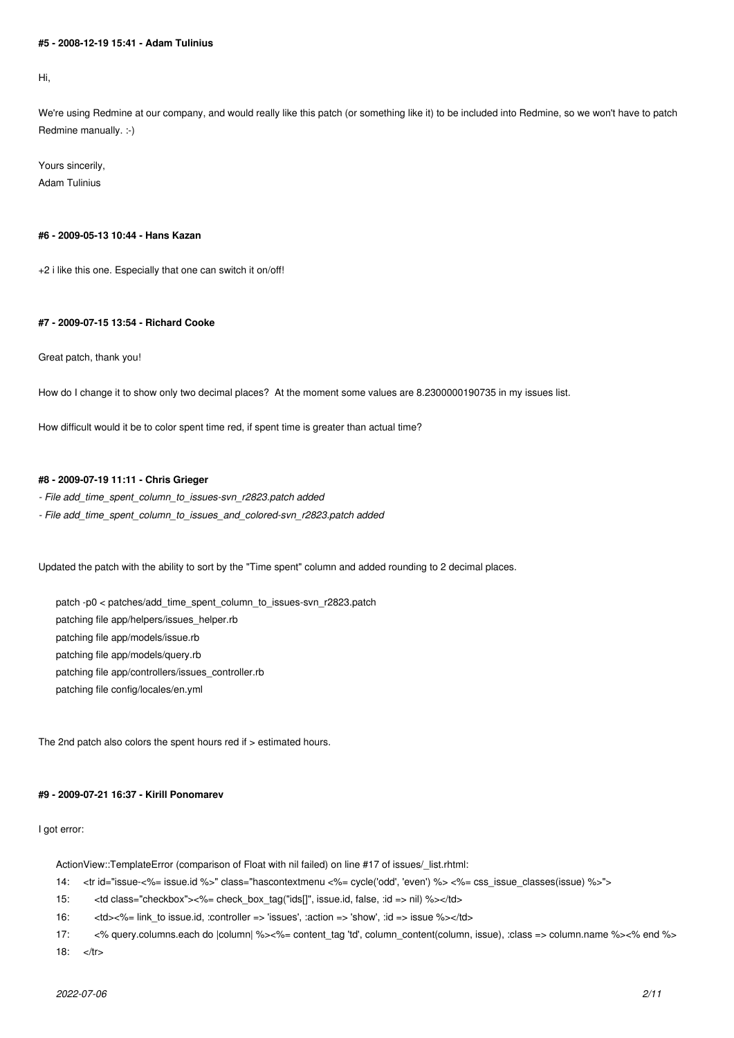#### #5 - 2008-12-19 15:41 - Adam Tulinius

Hi,

We're using Redmine at our company, and would really like this patch (or something like it) to be included into Redmine, so we won't have to patch Redmine manually. :-)

Yours sincerily,
Adam Tulinius

#### #6 - 2009-05-13 10:44 - Hans Kazan

+2 i like this one. Especially that one can switch it on/off!

#### #7 - 2009-07-15 13:54 - Richard Cooke

Great patch, thank you!

How do I change it to show only two decimal places? At the moment some values are 8.2300000190735 in my issues list.

How difficult would it be to color spent time red, if spent time is greater than actual time?

#### #8 - 2009-07-19 11:11 - Chris Grieger

- *File add_time_spent_column_to_issues-svn_r2823.patch added*
- *File add_time_spent_column_to_issues_and_colored-svn_r2823.patch added*

Updated the patch with the ability to sort by the "Time spent" column and added rounding to 2 decimal places.

```
patch -p0 < patches/add_time_spent_column_to_issues-svn_r2823.patch
patching file app/helpers/issues_helper.rb
patching file app/models/issue.rb
patching file app/models/query.rb
patching file app/controllers/issues_controller.rb
patching file config/locales/en.yml
```

The 2nd patch also colors the spent hours red if > estimated hours.

#### #9 - 2009-07-21 16:37 - Kirill Ponomarev

I got error:

```
ActionView::TemplateError (comparison of Float with nil failed) on line #17 of issues/_list.rhtml:
14:    <tr id="issue-<%= issue.id %>" class="hascontextmenu <%= cycle('odd', 'even') %> <%= css_issue_classes(issue) %>">
15:        <td class="checkbox"><%= check_box_tag("ids[]", issue.id, false, :id => nil) %></td>
16:        <td><%= link_to issue.id, :controller => 'issues', :action => 'show', :id => issue %></td>
17:        <% query.columns.each do |column| %><%= content_tag 'td', column_content(column, issue), :class => column.name %><% end %>
18:    </tr>
```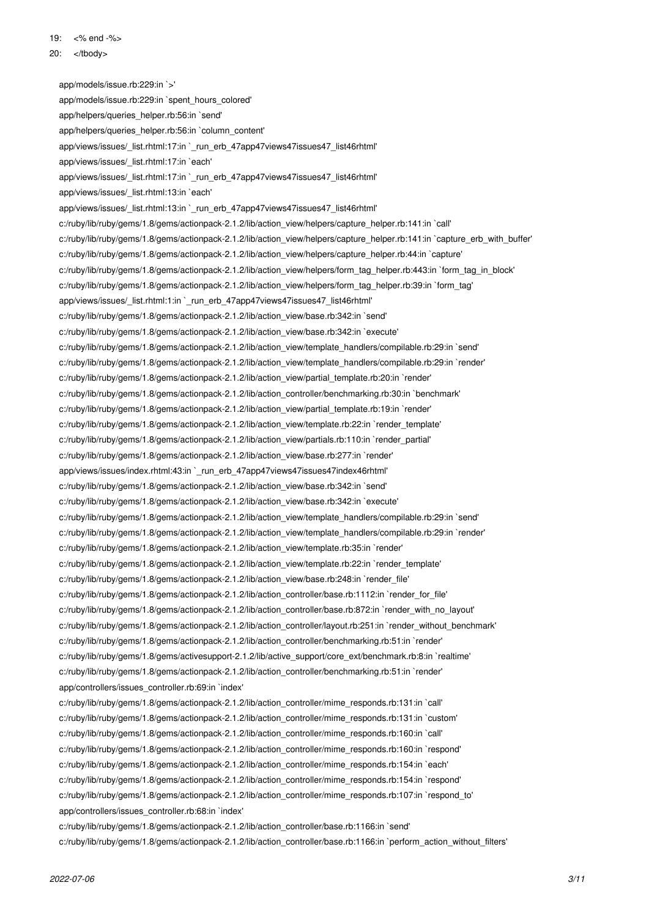19:   <% end -%>

20:   </tbody>

```
app/models/issue.rb:229:in `>'
app/models/issue.rb:229:in `spent_hours_colored'
app/helpers/queries_helper.rb:56:in `send'
app/helpers/queries_helper.rb:56:in `column_content'
app/views/issues/_list.rhtml:17:in `_run_erb_47app47views47issues47_list46rhtml'
app/views/issues/_list.rhtml:17:in `each'
app/views/issues/_list.rhtml:17:in `_run_erb_47app47views47issues47_list46rhtml'
app/views/issues/_list.rhtml:13:in `each'
app/views/issues/_list.rhtml:13:in `_run_erb_47app47views47issues47_list46rhtml'
c:/ruby/lib/ruby/gems/1.8/gems/actionpack-2.1.2/lib/action_view/helpers/capture_helper.rb:141:in `call'
c:/ruby/lib/ruby/gems/1.8/gems/actionpack-2.1.2/lib/action_view/helpers/capture_helper.rb:141:in `capture_erb_with_buffer'
c:/ruby/lib/ruby/gems/1.8/gems/actionpack-2.1.2/lib/action_view/helpers/capture_helper.rb:44:in `capture'
c:/ruby/lib/ruby/gems/1.8/gems/actionpack-2.1.2/lib/action_view/helpers/form_tag_helper.rb:443:in `form_tag_in_block'
c:/ruby/lib/ruby/gems/1.8/gems/actionpack-2.1.2/lib/action_view/helpers/form_tag_helper.rb:39:in `form_tag'
app/views/issues/_list.rhtml:1:in `_run_erb_47app47views47issues47_list46rhtml'
c:/ruby/lib/ruby/gems/1.8/gems/actionpack-2.1.2/lib/action_view/base.rb:342:in `send'
c:/ruby/lib/ruby/gems/1.8/gems/actionpack-2.1.2/lib/action_view/base.rb:342:in `execute'
c:/ruby/lib/ruby/gems/1.8/gems/actionpack-2.1.2/lib/action_view/template_handlers/compilable.rb:29:in `send'
c:/ruby/lib/ruby/gems/1.8/gems/actionpack-2.1.2/lib/action_view/template_handlers/compilable.rb:29:in `render'
c:/ruby/lib/ruby/gems/1.8/gems/actionpack-2.1.2/lib/action_view/partial_template.rb:20:in `render'
c:/ruby/lib/ruby/gems/1.8/gems/actionpack-2.1.2/lib/action_controller/benchmarking.rb:30:in `benchmark'
c:/ruby/lib/ruby/gems/1.8/gems/actionpack-2.1.2/lib/action_view/partial_template.rb:19:in `render'
c:/ruby/lib/ruby/gems/1.8/gems/actionpack-2.1.2/lib/action_view/template.rb:22:in `render_template'
c:/ruby/lib/ruby/gems/1.8/gems/actionpack-2.1.2/lib/action_view/partials.rb:110:in `render_partial'
c:/ruby/lib/ruby/gems/1.8/gems/actionpack-2.1.2/lib/action_view/base.rb:277:in `render'
app/views/issues/index.rhtml:43:in `_run_erb_47app47views47issues47index46rhtml'
c:/ruby/lib/ruby/gems/1.8/gems/actionpack-2.1.2/lib/action_view/base.rb:342:in `send'
c:/ruby/lib/ruby/gems/1.8/gems/actionpack-2.1.2/lib/action_view/base.rb:342:in `execute'
c:/ruby/lib/ruby/gems/1.8/gems/actionpack-2.1.2/lib/action_view/template_handlers/compilable.rb:29:in `send'
c:/ruby/lib/ruby/gems/1.8/gems/actionpack-2.1.2/lib/action_view/template_handlers/compilable.rb:29:in `render'
c:/ruby/lib/ruby/gems/1.8/gems/actionpack-2.1.2/lib/action_view/template.rb:35:in `render'
c:/ruby/lib/ruby/gems/1.8/gems/actionpack-2.1.2/lib/action_view/template.rb:22:in `render_template'
c:/ruby/lib/ruby/gems/1.8/gems/actionpack-2.1.2/lib/action_view/base.rb:248:in `render_file'
c:/ruby/lib/ruby/gems/1.8/gems/actionpack-2.1.2/lib/action_controller/base.rb:1112:in `render_for_file'
c:/ruby/lib/ruby/gems/1.8/gems/actionpack-2.1.2/lib/action_controller/base.rb:872:in `render_with_no_layout'
c:/ruby/lib/ruby/gems/1.8/gems/actionpack-2.1.2/lib/action_controller/layout.rb:251:in `render_without_benchmark'
c:/ruby/lib/ruby/gems/1.8/gems/actionpack-2.1.2/lib/action_controller/benchmarking.rb:51:in `render'
c:/ruby/lib/ruby/gems/1.8/gems/activesupport-2.1.2/lib/active_support/core_ext/benchmark.rb:8:in `realtime'
c:/ruby/lib/ruby/gems/1.8/gems/actionpack-2.1.2/lib/action_controller/benchmarking.rb:51:in `render'
app/controllers/issues_controller.rb:69:in `index'
c:/ruby/lib/ruby/gems/1.8/gems/actionpack-2.1.2/lib/action_controller/mime_responds.rb:131:in `call'
c:/ruby/lib/ruby/gems/1.8/gems/actionpack-2.1.2/lib/action_controller/mime_responds.rb:131:in `custom'
c:/ruby/lib/ruby/gems/1.8/gems/actionpack-2.1.2/lib/action_controller/mime_responds.rb:160:in `call'
c:/ruby/lib/ruby/gems/1.8/gems/actionpack-2.1.2/lib/action_controller/mime_responds.rb:160:in `respond'
c:/ruby/lib/ruby/gems/1.8/gems/actionpack-2.1.2/lib/action_controller/mime_responds.rb:154:in `each'
c:/ruby/lib/ruby/gems/1.8/gems/actionpack-2.1.2/lib/action_controller/mime_responds.rb:154:in `respond'
c:/ruby/lib/ruby/gems/1.8/gems/actionpack-2.1.2/lib/action_controller/mime_responds.rb:107:in `respond_to'
app/controllers/issues_controller.rb:68:in `index'
c:/ruby/lib/ruby/gems/1.8/gems/actionpack-2.1.2/lib/action_controller/base.rb:1166:in `send'
c:/ruby/lib/ruby/gems/1.8/gems/actionpack-2.1.2/lib/action_controller/base.rb:1166:in `perform_action_without_filters'
```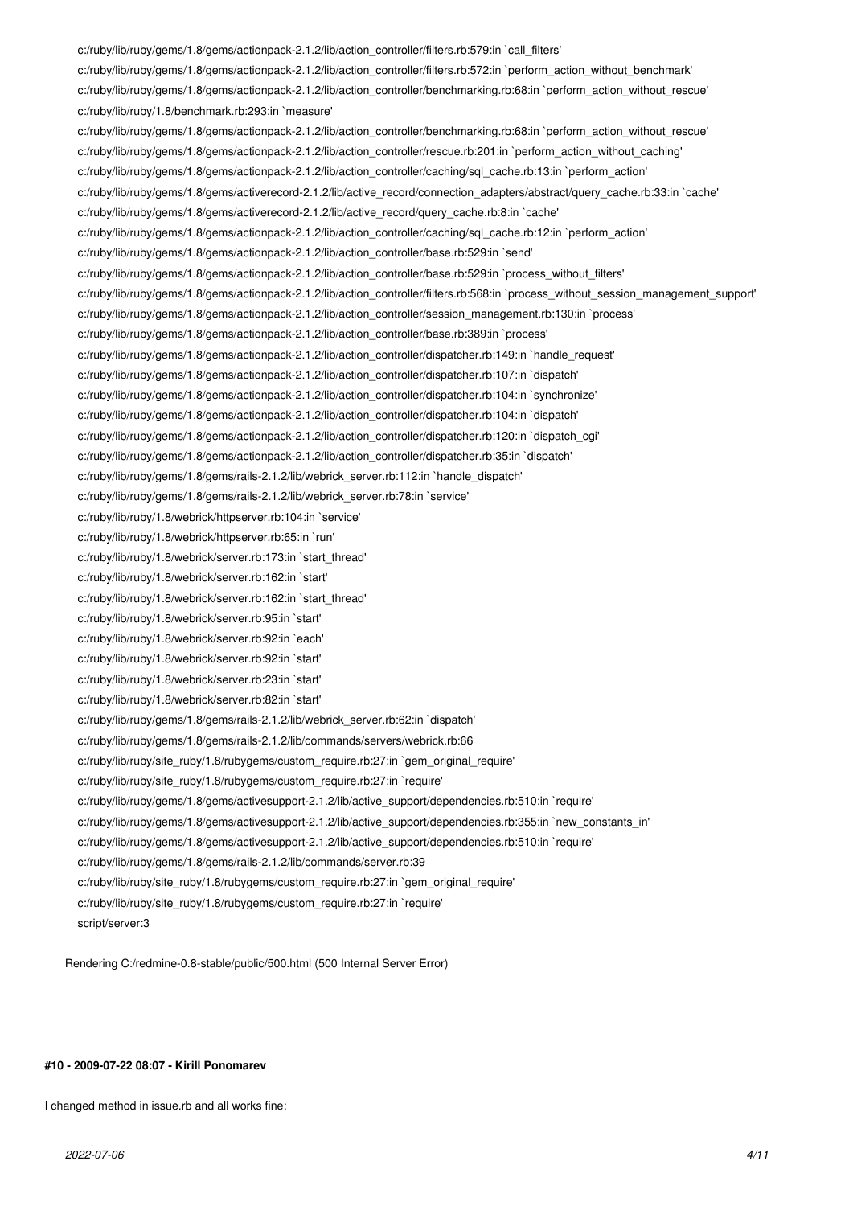```
c:/ruby/lib/ruby/gems/1.8/gems/actionpack-2.1.2/lib/action_controller/filters.rb:579:in `call_filters'
c:/ruby/lib/ruby/gems/1.8/gems/actionpack-2.1.2/lib/action_controller/filters.rb:572:in `perform_action_without_benchmark'
c:/ruby/lib/ruby/gems/1.8/gems/actionpack-2.1.2/lib/action_controller/benchmarking.rb:68:in `perform_action_without_rescue'
c:/ruby/lib/ruby/1.8/benchmark.rb:293:in `measure'
c:/ruby/lib/ruby/gems/1.8/gems/actionpack-2.1.2/lib/action_controller/benchmarking.rb:68:in `perform_action_without_rescue'
c:/ruby/lib/ruby/gems/1.8/gems/actionpack-2.1.2/lib/action_controller/rescue.rb:201:in `perform_action_without_caching'
c:/ruby/lib/ruby/gems/1.8/gems/actionpack-2.1.2/lib/action_controller/caching/sql_cache.rb:13:in `perform_action'
c:/ruby/lib/ruby/gems/1.8/gems/activerecord-2.1.2/lib/active_record/connection_adapters/abstract/query_cache.rb:33:in `cache'
c:/ruby/lib/ruby/gems/1.8/gems/activerecord-2.1.2/lib/active_record/query_cache.rb:8:in `cache'
c:/ruby/lib/ruby/gems/1.8/gems/actionpack-2.1.2/lib/action_controller/caching/sql_cache.rb:12:in `perform_action'
c:/ruby/lib/ruby/gems/1.8/gems/actionpack-2.1.2/lib/action_controller/base.rb:529:in `send'
c:/ruby/lib/ruby/gems/1.8/gems/actionpack-2.1.2/lib/action_controller/base.rb:529:in `process_without_filters'
c:/ruby/lib/ruby/gems/1.8/gems/actionpack-2.1.2/lib/action_controller/filters.rb:568:in `process_without_session_management_support'
c:/ruby/lib/ruby/gems/1.8/gems/actionpack-2.1.2/lib/action_controller/session_management.rb:130:in `process'
c:/ruby/lib/ruby/gems/1.8/gems/actionpack-2.1.2/lib/action_controller/base.rb:389:in `process'
c:/ruby/lib/ruby/gems/1.8/gems/actionpack-2.1.2/lib/action_controller/dispatcher.rb:149:in `handle_request'
c:/ruby/lib/ruby/gems/1.8/gems/actionpack-2.1.2/lib/action_controller/dispatcher.rb:107:in `dispatch'
c:/ruby/lib/ruby/gems/1.8/gems/actionpack-2.1.2/lib/action_controller/dispatcher.rb:104:in `synchronize'
c:/ruby/lib/ruby/gems/1.8/gems/actionpack-2.1.2/lib/action_controller/dispatcher.rb:104:in `dispatch'
c:/ruby/lib/ruby/gems/1.8/gems/actionpack-2.1.2/lib/action_controller/dispatcher.rb:120:in `dispatch_cgi'
c:/ruby/lib/ruby/gems/1.8/gems/actionpack-2.1.2/lib/action_controller/dispatcher.rb:35:in `dispatch'
c:/ruby/lib/ruby/gems/1.8/gems/rails-2.1.2/lib/webrick_server.rb:112:in `handle_dispatch'
c:/ruby/lib/ruby/gems/1.8/gems/rails-2.1.2/lib/webrick_server.rb:78:in `service'
c:/ruby/lib/ruby/1.8/webrick/httpserver.rb:104:in `service'
c:/ruby/lib/ruby/1.8/webrick/httpserver.rb:65:in `run'
c:/ruby/lib/ruby/1.8/webrick/server.rb:173:in `start_thread'
c:/ruby/lib/ruby/1.8/webrick/server.rb:162:in `start'
c:/ruby/lib/ruby/1.8/webrick/server.rb:162:in `start_thread'
c:/ruby/lib/ruby/1.8/webrick/server.rb:95:in `start'
c:/ruby/lib/ruby/1.8/webrick/server.rb:92:in `each'
c:/ruby/lib/ruby/1.8/webrick/server.rb:92:in `start'
c:/ruby/lib/ruby/1.8/webrick/server.rb:23:in `start'
c:/ruby/lib/ruby/1.8/webrick/server.rb:82:in `start'
c:/ruby/lib/ruby/gems/1.8/gems/rails-2.1.2/lib/webrick_server.rb:62:in `dispatch'
c:/ruby/lib/ruby/gems/1.8/gems/rails-2.1.2/lib/commands/servers/webrick.rb:66
c:/ruby/lib/ruby/site_ruby/1.8/rubygems/custom_require.rb:27:in `gem_original_require'
c:/ruby/lib/ruby/site_ruby/1.8/rubygems/custom_require.rb:27:in `require'
c:/ruby/lib/ruby/gems/1.8/gems/activesupport-2.1.2/lib/active_support/dependencies.rb:510:in `require'
c:/ruby/lib/ruby/gems/1.8/gems/activesupport-2.1.2/lib/active_support/dependencies.rb:355:in `new_constants_in'
c:/ruby/lib/ruby/gems/1.8/gems/activesupport-2.1.2/lib/active_support/dependencies.rb:510:in `require'
c:/ruby/lib/ruby/gems/1.8/gems/rails-2.1.2/lib/commands/server.rb:39
c:/ruby/lib/ruby/site_ruby/1.8/rubygems/custom_require.rb:27:in `gem_original_require'
c:/ruby/lib/ruby/site_ruby/1.8/rubygems/custom_require.rb:27:in `require'
script/server:3

Rendering C:/redmine-0.8-stable/public/500.html (500 Internal Server Error)
```

#### #10 - 2009-07-22 08:07 - Kirill Ponomarev

I changed method in issue.rb and all works fine: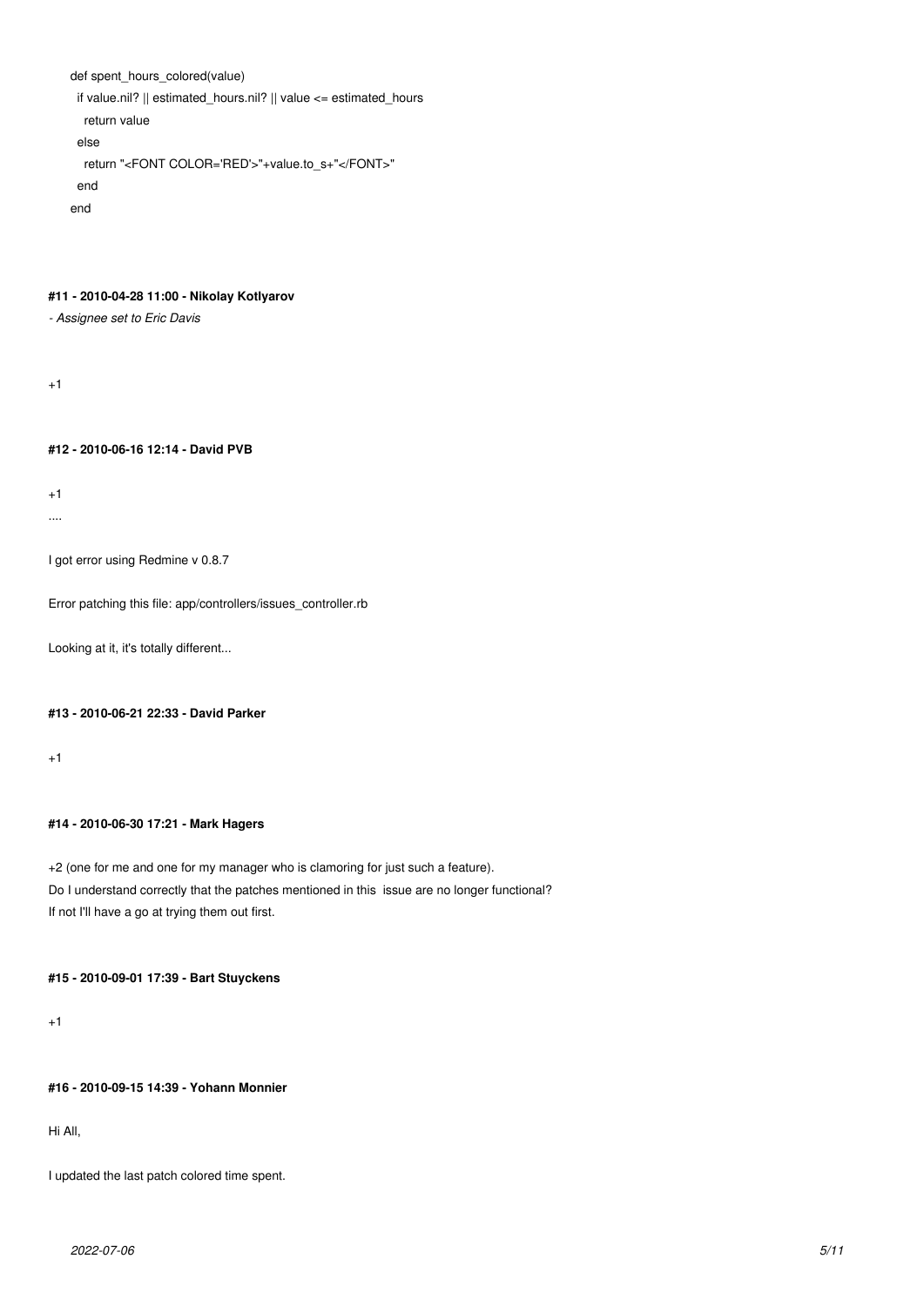```
def spent_hours_colored(value)
  if value.nil? || estimated_hours.nil? || value <= estimated_hours
    return value
  else
    return "<FONT COLOR='RED'>"+value.to_s+"</FONT>"
  end
end
```

#### #11 - 2010-04-28 11:00 - Nikolay Kotlyarov

*- Assignee set to Eric Davis*

+1

#### #12 - 2010-06-16 12:14 - David PVB

+1
....

I got error using Redmine v 0.8.7

Error patching this file: app/controllers/issues_controller.rb

Looking at it, it's totally different...

#### #13 - 2010-06-21 22:33 - David Parker

+1

#### #14 - 2010-06-30 17:21 - Mark Hagers

+2 (one for me and one for my manager who is clamoring for just such a feature).
Do I understand correctly that the patches mentioned in this issue are no longer functional?
If not I'll have a go at trying them out first.

#### #15 - 2010-09-01 17:39 - Bart Stuyckens

+1

#### #16 - 2010-09-15 14:39 - Yohann Monnier

Hi All,

I updated the last patch colored time spent.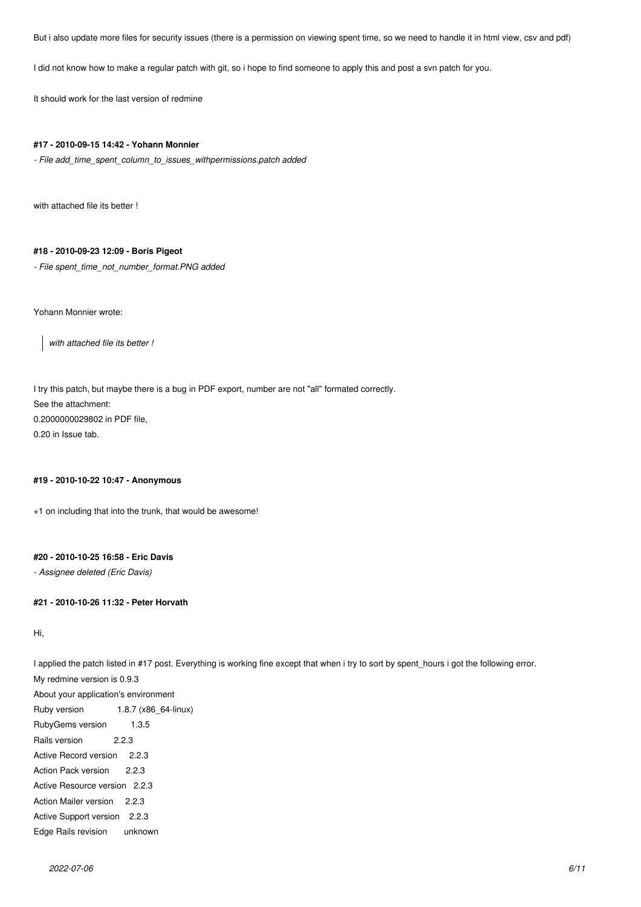But i also update more files for security issues (there is a permission on viewing spent time, so we need to handle it in html view, csv and pdf)

I did not know how to make a regular patch with git, so i hope to find someone to apply this and post a svn patch for you.

It should work for the last version of redmine

#### #17 - 2010-09-15 14:42 - Yohann Monnier

*- File add_time_spent_column_to_issues_withpermissions.patch added*

with attached file its better !

#### #18 - 2010-09-23 12:09 - Boris Pigeot

*- File spent_time_not_number_format.PNG added*

Yohann Monnier wrote:

> *with attached file its better !*

I try this patch, but maybe there is a bug in PDF export, number are not "all" formated correctly.
See the attachment:
0.2000000029802 in PDF file,
0.20 in Issue tab.

#### #19 - 2010-10-22 10:47 - Anonymous

+1 on including that into the trunk, that would be awesome!

#### #20 - 2010-10-25 16:58 - Eric Davis

*- Assignee deleted (Eric Davis)*

#### #21 - 2010-10-26 11:32 - Peter Horvath

Hi,

I applied the patch listed in #17 post. Everything is working fine except that when i try to sort by spent_hours i got the following error.
My redmine version is 0.9.3
About your application's environment

| | |
|---|---|
| Ruby version | 1.8.7 (x86_64-linux) |
| RubyGems version | 1.3.5 |
| Rails version | 2.2.3 |
| Active Record version | 2.2.3 |
| Action Pack version | 2.2.3 |
| Active Resource version | 2.2.3 |
| Action Mailer version | 2.2.3 |
| Active Support version | 2.2.3 |
| Edge Rails revision | unknown |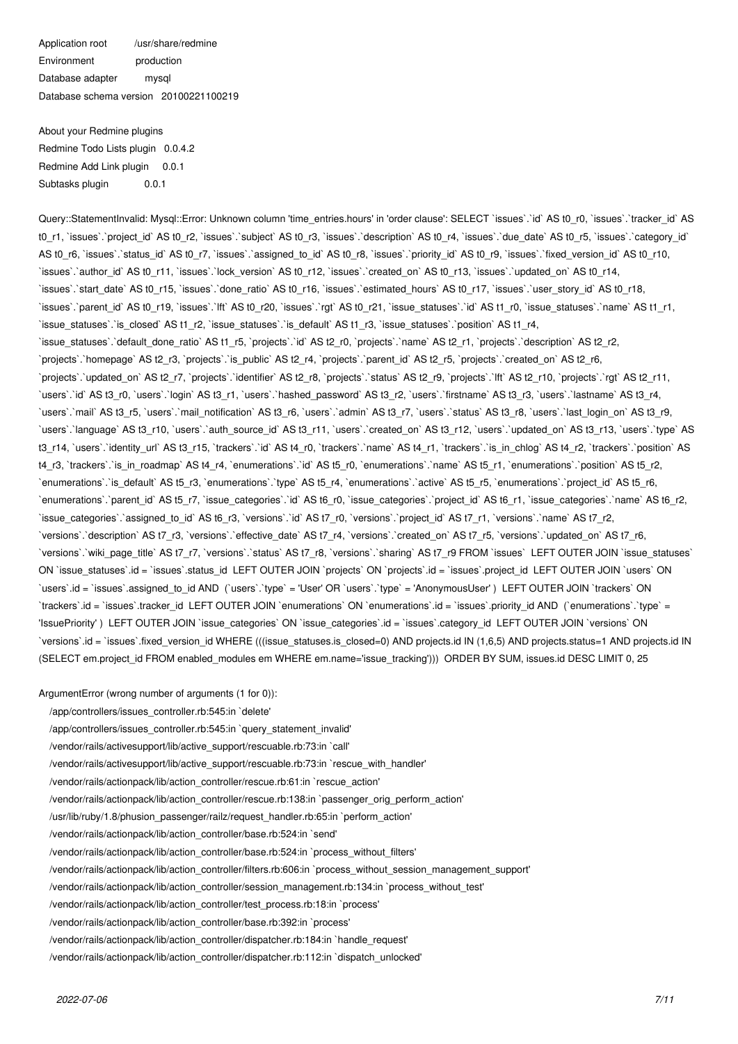Application root /usr/share/redmine
Environment production
Database adapter mysql
Database schema version 20100221100219

About your Redmine plugins
Redmine Todo Lists plugin 0.0.4.2
Redmine Add Link plugin 0.0.1
Subtasks plugin 0.0.1

```
Query::StatementInvalid: Mysql::Error: Unknown column 'time_entries.hours' in 'order clause': SELECT `issues`.`id` AS t0_r0, `issues`.`tracker_id` AS t0_r1, `issues`.`project_id` AS t0_r2, `issues`.`subject` AS t0_r3, `issues`.`description` AS t0_r4, `issues`.`due_date` AS t0_r5, `issues`.`category_id` AS t0_r6, `issues`.`status_id` AS t0_r7, `issues`.`assigned_to_id` AS t0_r8, `issues`.`priority_id` AS t0_r9, `issues`.`fixed_version_id` AS t0_r10, `issues`.`author_id` AS t0_r11, `issues`.`lock_version` AS t0_r12, `issues`.`created_on` AS t0_r13, `issues`.`updated_on` AS t0_r14, `issues`.`start_date` AS t0_r15, `issues`.`done_ratio` AS t0_r16, `issues`.`estimated_hours` AS t0_r17, `issues`.`user_story_id` AS t0_r18, `issues`.`parent_id` AS t0_r19, `issues`.`lft` AS t0_r20, `issues`.`rgt` AS t0_r21, `issue_statuses`.`id` AS t1_r0, `issue_statuses`.`name` AS t1_r1, `issue_statuses`.`is_closed` AS t1_r2, `issue_statuses`.`is_default` AS t1_r3, `issue_statuses`.`position` AS t1_r4, `issue_statuses`.`default_done_ratio` AS t1_r5, `projects`.`id` AS t2_r0, `projects`.`name` AS t2_r1, `projects`.`description` AS t2_r2, `projects`.`homepage` AS t2_r3, `projects`.`is_public` AS t2_r4, `projects`.`parent_id` AS t2_r5, `projects`.`created_on` AS t2_r6, `projects`.`updated_on` AS t2_r7, `projects`.`identifier` AS t2_r8, `projects`.`status` AS t2_r9, `projects`.`lft` AS t2_r10, `projects`.`rgt` AS t2_r11, `users`.`id` AS t3_r0, `users`.`login` AS t3_r1, `users`.`hashed_password` AS t3_r2, `users`.`firstname` AS t3_r3, `users`.`lastname` AS t3_r4, `users`.`mail` AS t3_r5, `users`.`mail_notification` AS t3_r6, `users`.`admin` AS t3_r7, `users`.`status` AS t3_r8, `users`.`last_login_on` AS t3_r9, `users`.`language` AS t3_r10, `users`.`auth_source_id` AS t3_r11, `users`.`created_on` AS t3_r12, `users`.`updated_on` AS t3_r13, `users`.`type` AS t3_r14, `users`.`identity_url` AS t3_r15, `trackers`.`id` AS t4_r0, `trackers`.`name` AS t4_r1, `trackers`.`is_in_chlog` AS t4_r2, `trackers`.`position` AS t4_r3, `trackers`.`is_in_roadmap` AS t4_r4, `enumerations`.`id` AS t5_r0, `enumerations`.`name` AS t5_r1, `enumerations`.`position` AS t5_r2, `enumerations`.`is_default` AS t5_r3, `enumerations`.`type` AS t5_r4, `enumerations`.`active` AS t5_r5, `enumerations`.`project_id` AS t5_r6, `enumerations`.`parent_id` AS t5_r7, `issue_categories`.`id` AS t6_r0, `issue_categories`.`project_id` AS t6_r1, `issue_categories`.`name` AS t6_r2, `issue_categories`.`assigned_to_id` AS t6_r3, `versions`.`id` AS t7_r0, `versions`.`project_id` AS t7_r1, `versions`.`name` AS t7_r2, `versions`.`description` AS t7_r3, `versions`.`effective_date` AS t7_r4, `versions`.`created_on` AS t7_r5, `versions`.`updated_on` AS t7_r6, `versions`.`wiki_page_title` AS t7_r7, `versions`.`status` AS t7_r8, `versions`.`sharing` AS t7_r9 FROM `issues`  LEFT OUTER JOIN `issue_statuses` ON `issue_statuses`.id = `issues`.status_id  LEFT OUTER JOIN `projects` ON `projects`.id = `issues`.project_id  LEFT OUTER JOIN `users` ON `users`.id = `issues`.assigned_to_id AND  (`users`.`type` = 'User' OR `users`.`type` = 'AnonymousUser' )  LEFT OUTER JOIN `trackers` ON `trackers`.id = `issues`.tracker_id  LEFT OUTER JOIN `enumerations` ON `enumerations`.id = `issues`.priority_id AND  (`enumerations`.`type` = 'IssuePriority' )  LEFT OUTER JOIN `issue_categories` ON `issue_categories`.id = `issues`.category_id  LEFT OUTER JOIN `versions` ON `versions`.id = `issues`.fixed_version_id WHERE (((issue_statuses.is_closed=0) AND projects.id IN (1,6,5) AND projects.status=1 AND projects.id IN (SELECT em.project_id FROM enabled_modules em WHERE em.name='issue_tracking')))  ORDER BY SUM, issues.id DESC LIMIT 0, 25
```

```
ArgumentError (wrong number of arguments (1 for 0)):
    /app/controllers/issues_controller.rb:545:in `delete'
    /app/controllers/issues_controller.rb:545:in `query_statement_invalid'
    /vendor/rails/activesupport/lib/active_support/rescuable.rb:73:in `call'
    /vendor/rails/activesupport/lib/active_support/rescuable.rb:73:in `rescue_with_handler'
    /vendor/rails/actionpack/lib/action_controller/rescue.rb:61:in `rescue_action'
    /vendor/rails/actionpack/lib/action_controller/rescue.rb:138:in `passenger_orig_perform_action'
    /usr/lib/ruby/1.8/phusion_passenger/railz/request_handler.rb:65:in `perform_action'
    /vendor/rails/actionpack/lib/action_controller/base.rb:524:in `send'
    /vendor/rails/actionpack/lib/action_controller/base.rb:524:in `process_without_filters'
    /vendor/rails/actionpack/lib/action_controller/filters.rb:606:in `process_without_session_management_support'
    /vendor/rails/actionpack/lib/action_controller/session_management.rb:134:in `process_without_test'
    /vendor/rails/actionpack/lib/action_controller/test_process.rb:18:in `process'
    /vendor/rails/actionpack/lib/action_controller/base.rb:392:in `process'
    /vendor/rails/actionpack/lib/action_controller/dispatcher.rb:184:in `handle_request'
    /vendor/rails/actionpack/lib/action_controller/dispatcher.rb:112:in `dispatch_unlocked'
```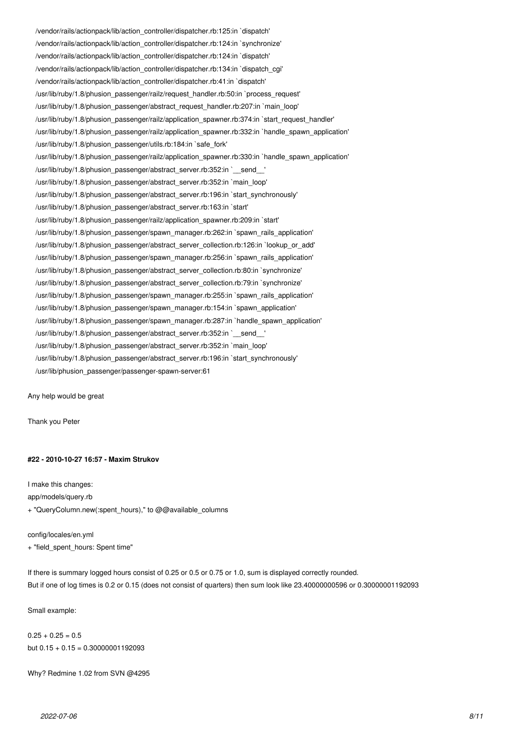```
/vendor/rails/actionpack/lib/action_controller/dispatcher.rb:125:in `dispatch'
/vendor/rails/actionpack/lib/action_controller/dispatcher.rb:124:in `synchronize'
/vendor/rails/actionpack/lib/action_controller/dispatcher.rb:124:in `dispatch'
/vendor/rails/actionpack/lib/action_controller/dispatcher.rb:134:in `dispatch_cgi'
/vendor/rails/actionpack/lib/action_controller/dispatcher.rb:41:in `dispatch'
/usr/lib/ruby/1.8/phusion_passenger/railz/request_handler.rb:50:in `process_request'
/usr/lib/ruby/1.8/phusion_passenger/abstract_request_handler.rb:207:in `main_loop'
/usr/lib/ruby/1.8/phusion_passenger/railz/application_spawner.rb:374:in `start_request_handler'
/usr/lib/ruby/1.8/phusion_passenger/railz/application_spawner.rb:332:in `handle_spawn_application'
/usr/lib/ruby/1.8/phusion_passenger/utils.rb:184:in `safe_fork'
/usr/lib/ruby/1.8/phusion_passenger/railz/application_spawner.rb:330:in `handle_spawn_application'
/usr/lib/ruby/1.8/phusion_passenger/abstract_server.rb:352:in `__send__'
/usr/lib/ruby/1.8/phusion_passenger/abstract_server.rb:352:in `main_loop'
/usr/lib/ruby/1.8/phusion_passenger/abstract_server.rb:196:in `start_synchronously'
/usr/lib/ruby/1.8/phusion_passenger/abstract_server.rb:163:in `start'
/usr/lib/ruby/1.8/phusion_passenger/railz/application_spawner.rb:209:in `start'
/usr/lib/ruby/1.8/phusion_passenger/spawn_manager.rb:262:in `spawn_rails_application'
/usr/lib/ruby/1.8/phusion_passenger/abstract_server_collection.rb:126:in `lookup_or_add'
/usr/lib/ruby/1.8/phusion_passenger/spawn_manager.rb:256:in `spawn_rails_application'
/usr/lib/ruby/1.8/phusion_passenger/abstract_server_collection.rb:80:in `synchronize'
/usr/lib/ruby/1.8/phusion_passenger/abstract_server_collection.rb:79:in `synchronize'
/usr/lib/ruby/1.8/phusion_passenger/spawn_manager.rb:255:in `spawn_rails_application'
/usr/lib/ruby/1.8/phusion_passenger/spawn_manager.rb:154:in `spawn_application'
/usr/lib/ruby/1.8/phusion_passenger/spawn_manager.rb:287:in `handle_spawn_application'
/usr/lib/ruby/1.8/phusion_passenger/abstract_server.rb:352:in `__send__'
/usr/lib/ruby/1.8/phusion_passenger/abstract_server.rb:352:in `main_loop'
/usr/lib/ruby/1.8/phusion_passenger/abstract_server.rb:196:in `start_synchronously'
/usr/lib/phusion_passenger/passenger-spawn-server:61
```

Any help would be great

Thank you Peter

#### #22 - 2010-10-27 16:57 - Maxim Strukov

I make this changes:
app/models/query.rb
+ "QueryColumn.new(:spent_hours)," to @@available_columns

config/locales/en.yml
+ "field_spent_hours: Spent time"

If there is summary logged hours consist of 0.25 or 0.5 or 0.75 or 1.0, sum is displayed correctly rounded.
But if one of log times is 0.2 or 0.15 (does not consist of quarters) then sum look like 23.40000000596 or 0.30000001192093

Small example:

0.25 + 0.25 = 0.5
but 0.15 + 0.15 = 0.30000001192093

Why? Redmine 1.02 from SVN @4295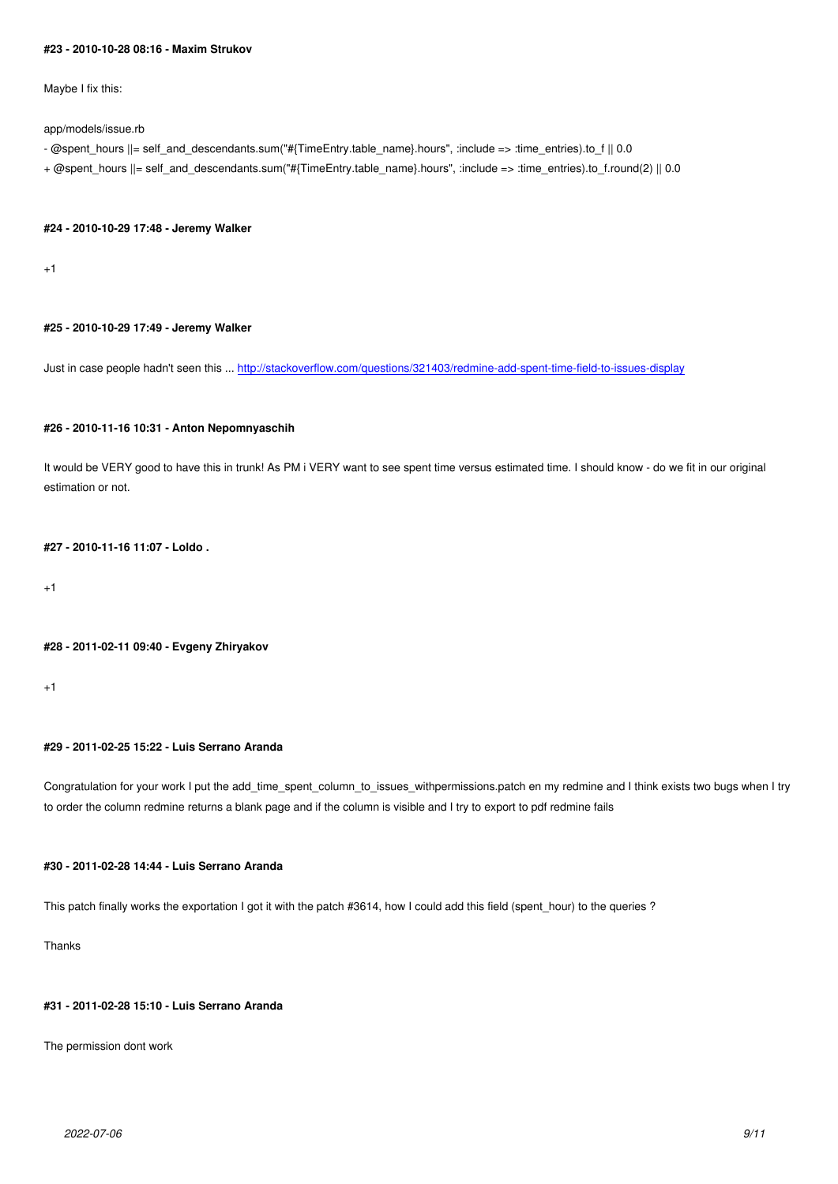#### #23 - 2010-10-28 08:16 - Maxim Strukov

Maybe I fix this:

app/models/issue.rb

- @spent_hours ||= self_and_descendants.sum("#{TimeEntry.table_name}.hours", :include => :time_entries).to_f || 0.0

+ @spent_hours ||= self_and_descendants.sum("#{TimeEntry.table_name}.hours", :include => :time_entries).to_f.round(2) || 0.0

#### #24 - 2010-10-29 17:48 - Jeremy Walker

+1

#### #25 - 2010-10-29 17:49 - Jeremy Walker

Just in case people hadn't seen this ... [http://stackoverflow.com/questions/321403/redmine-add-spent-time-field-to-issues-display](http://stackoverflow.com/questions/321403/redmine-add-spent-time-field-to-issues-display)

#### #26 - 2010-11-16 10:31 - Anton Nepomnyaschih

It would be VERY good to have this in trunk! As PM i VERY want to see spent time versus estimated time. I should know - do we fit in our original estimation or not.

#### #27 - 2010-11-16 11:07 - Loldo .

+1

#### #28 - 2011-02-11 09:40 - Evgeny Zhiryakov

+1

#### #29 - 2011-02-25 15:22 - Luis Serrano Aranda

Congratulation for your work I put the add_time_spent_column_to_issues_withpermissions.patch en my redmine and I think exists two bugs when I try to order the column redmine returns a blank page and if the column is visible and I try to export to pdf redmine fails

#### #30 - 2011-02-28 14:44 - Luis Serrano Aranda

This patch finally works the exportation I got it with the patch #3614, how I could add this field (spent_hour) to the queries ?

Thanks

#### #31 - 2011-02-28 15:10 - Luis Serrano Aranda

The permission dont work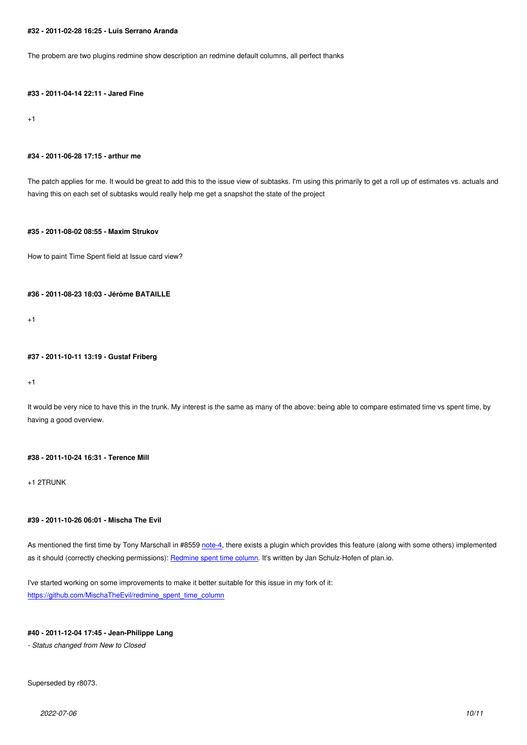#### #32 - 2011-02-28 16:25 - Luis Serrano Aranda

The probem are two plugins redmine show description an redmine default columns, all perfect thanks

#### #33 - 2011-04-14 22:11 - Jared Fine

+1

#### #34 - 2011-06-28 17:15 - arthur me

The patch applies for me. It would be great to add this to the issue view of subtasks. I'm using this primarily to get a roll up of estimates vs. actuals and having this on each set of subtasks would really help me get a snapshot the state of the project

#### #35 - 2011-08-02 08:55 - Maxim Strukov

How to paint Time Spent field at Issue card view?

#### #36 - 2011-08-23 18:03 - Jérôme BATAILLE

+1

#### #37 - 2011-10-11 13:19 - Gustaf Friberg

+1

It would be very nice to have this in the trunk. My interest is the same as many of the above: being able to compare estimated time vs spent time, by having a good overview.

#### #38 - 2011-10-24 16:31 - Terence Mill

+1 2TRUNK

#### #39 - 2011-10-26 06:01 - Mischa The Evil

As mentioned the first time by Tony Marschall in #8559 note-4, there exists a plugin which provides this feature (along with some others) implemented as it should (correctly checking permissions): Redmine spent time column. It's written by Jan Schulz-Hofen of plan.io.

I've started working on some improvements to make it better suitable for this issue in my fork of it:
https://github.com/MischaTheEvil/redmine_spent_time_column

#### #40 - 2011-12-04 17:45 - Jean-Philippe Lang

*- Status changed from New to Closed*

Superseded by r8073.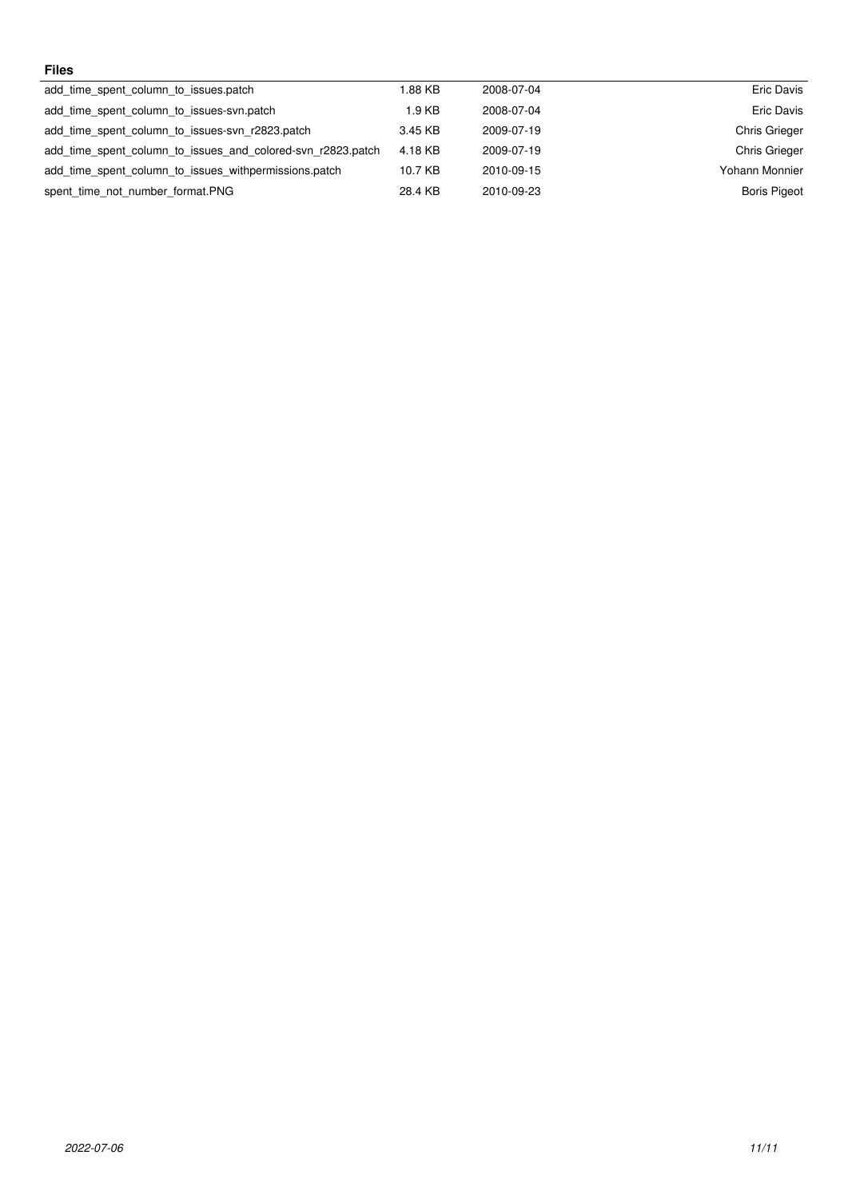**Files**

| | | | |
|---|---|---|---|
| add_time_spent_column_to_issues.patch | 1.88 KB | 2008-07-04 | Eric Davis |
| add_time_spent_column_to_issues-svn.patch | 1.9 KB | 2008-07-04 | Eric Davis |
| add_time_spent_column_to_issues-svn_r2823.patch | 3.45 KB | 2009-07-19 | Chris Grieger |
| add_time_spent_column_to_issues_and_colored-svn_r2823.patch | 4.18 KB | 2009-07-19 | Chris Grieger |
| add_time_spent_column_to_issues_withpermissions.patch | 10.7 KB | 2010-09-15 | Yohann Monnier |
| spent_time_not_number_format.PNG | 28.4 KB | 2010-09-23 | Boris Pigeot |